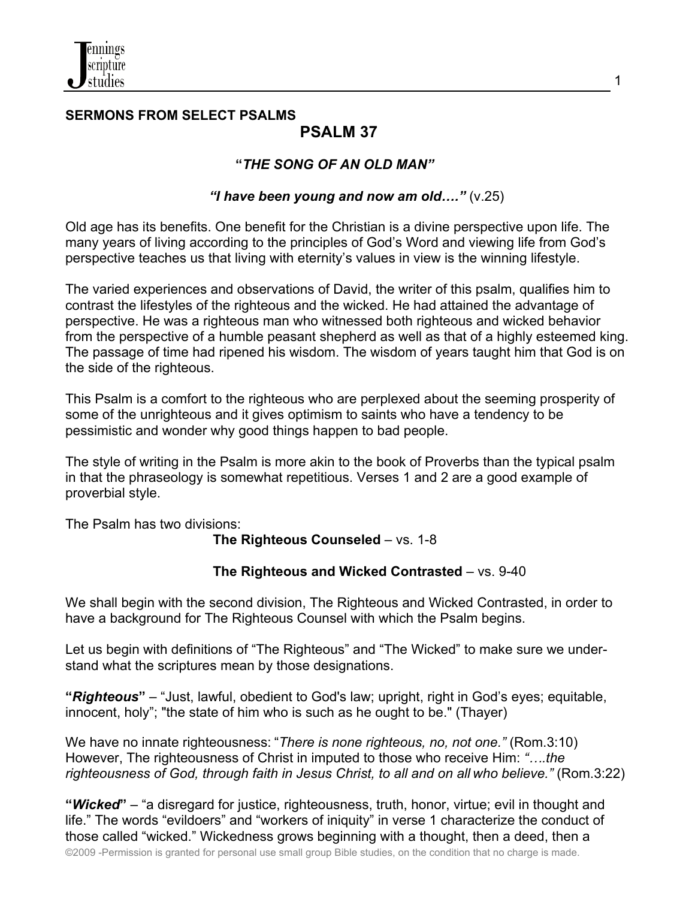**SERMONS FROM SELECT PSALMS**

# PSALM 37

### *"THE SONG OF AN OLD MAN"*

***"I have been young and now am old…."*** (v.25)

Old age has its benefits. One benefit for the Christian is a divine perspective upon life. The many years of living according to the principles of God's Word and viewing life from God's perspective teaches us that living with eternity's values in view is the winning lifestyle.

The varied experiences and observations of David, the writer of this psalm, qualifies him to contrast the lifestyles of the righteous and the wicked. He had attained the advantage of perspective. He was a righteous man who witnessed both righteous and wicked behavior from the perspective of a humble peasant shepherd as well as that of a highly esteemed king. The passage of time had ripened his wisdom. The wisdom of years taught him that God is on the side of the righteous.

This Psalm is a comfort to the righteous who are perplexed about the seeming prosperity of some of the unrighteous and it gives optimism to saints who have a tendency to be pessimistic and wonder why good things happen to bad people.

The style of writing in the Psalm is more akin to the book of Proverbs than the typical psalm in that the phraseology is somewhat repetitious. Verses 1 and 2 are a good example of proverbial style.

The Psalm has two divisions:

**The Righteous Counseled** – vs. 1-8

**The Righteous and Wicked Contrasted** – vs. 9-40

We shall begin with the second division, The Righteous and Wicked Contrasted, in order to have a background for The Righteous Counsel with which the Psalm begins.

Let us begin with definitions of "The Righteous" and "The Wicked" to make sure we understand what the scriptures mean by those designations.

**"*Righteous*"** – "Just, lawful, obedient to God's law; upright, right in God's eyes; equitable, innocent, holy"; "the state of him who is such as he ought to be." (Thayer)

We have no innate righteousness: "*There is none righteous, no, not one.*" (Rom.3:10) However, The righteousness of Christ in imputed to those who receive Him: *"….the righteousness of God, through faith in Jesus Christ, to all and on all who believe."* (Rom.3:22)

**"*Wicked*"** – "a disregard for justice, righteousness, truth, honor, virtue; evil in thought and life." The words "evildoers" and "workers of iniquity" in verse 1 characterize the conduct of those called "wicked." Wickedness grows beginning with a thought, then a deed, then a

©2009 -Permission is granted for personal use small group Bible studies, on the condition that no charge is made.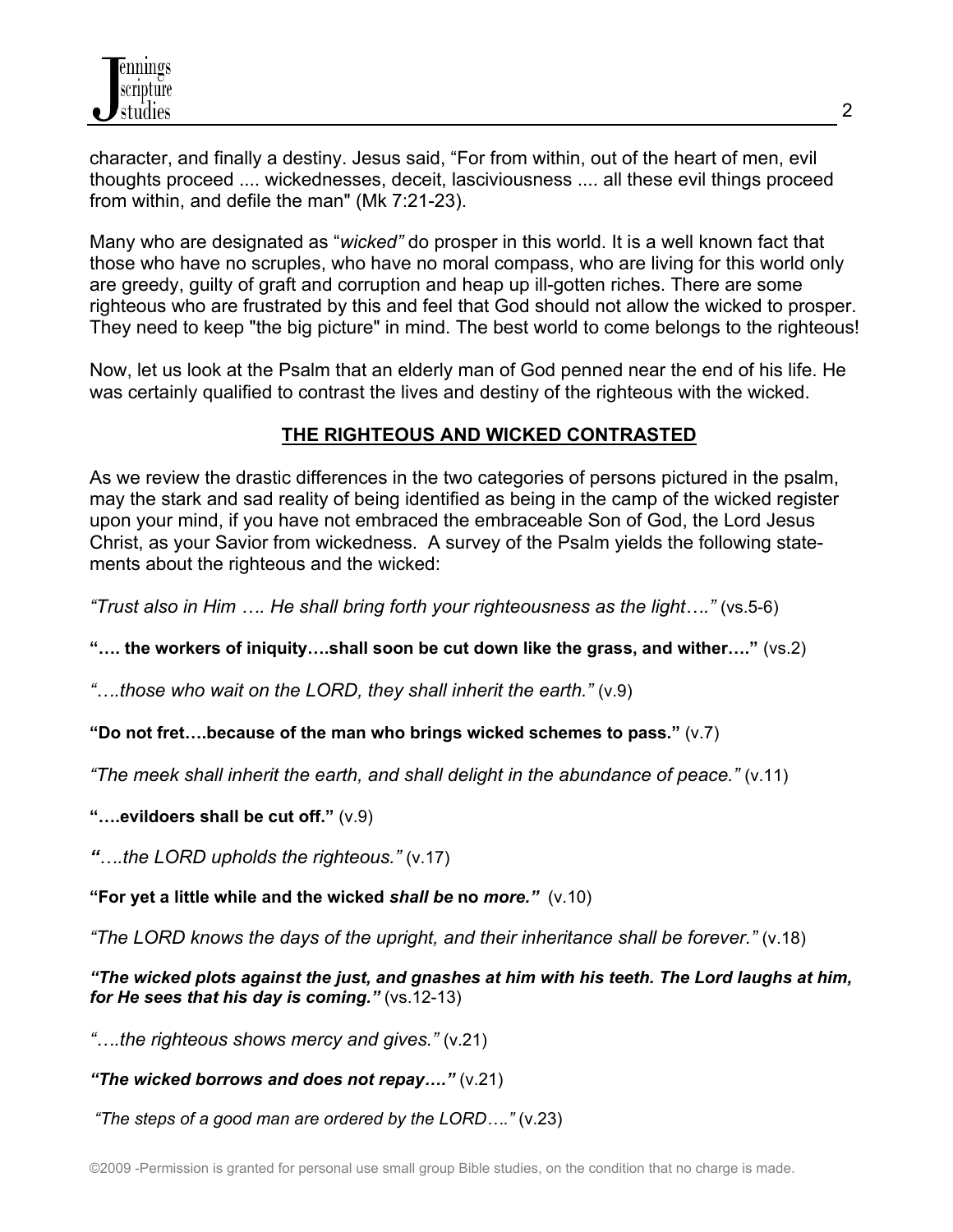character, and finally a destiny. Jesus said, "For from within, out of the heart of men, evil thoughts proceed .... wickednesses, deceit, lasciviousness .... all these evil things proceed from within, and defile the man" (Mk 7:21-23).

Many who are designated as "*wicked"* do prosper in this world. It is a well known fact that those who have no scruples, who have no moral compass, who are living for this world only are greedy, guilty of graft and corruption and heap up ill-gotten riches. There are some righteous who are frustrated by this and feel that God should not allow the wicked to prosper. They need to keep "the big picture" in mind. The best world to come belongs to the righteous!

Now, let us look at the Psalm that an elderly man of God penned near the end of his life. He was certainly qualified to contrast the lives and destiny of the righteous with the wicked.

## THE RIGHTEOUS AND WICKED CONTRASTED

As we review the drastic differences in the two categories of persons pictured in the psalm, may the stark and sad reality of being identified as being in the camp of the wicked register upon your mind, if you have not embraced the embraceable Son of God, the Lord Jesus Christ, as your Savior from wickedness. A survey of the Psalm yields the following statements about the righteous and the wicked:

*"Trust also in Him …. He shall bring forth your righteousness as the light…."* (vs.5-6)

**"…. the workers of iniquity….shall soon be cut down like the grass, and wither…."** (vs.2)

*"….those who wait on the LORD, they shall inherit the earth."* (v.9)

**"Do not fret….because of the man who brings wicked schemes to pass."** (v.7)

*"The meek shall inherit the earth, and shall delight in the abundance of peace."* (v.11)

**"….evildoers shall be cut off."** (v.9)

*"….the LORD upholds the righteous."* (v.17)

**"For yet a little while and the wicked *shall be* no *more.*"** (v.10)

*"The LORD knows the days of the upright, and their inheritance shall be forever."* (v.18)

***"The wicked plots against the just, and gnashes at him with his teeth. The Lord laughs at him, for He sees that his day is coming."*** (vs.12-13)

*"….the righteous shows mercy and gives."* (v.21)

***"The wicked borrows and does not repay…."*** (v.21)

*"The steps of a good man are ordered by the LORD…."* (v.23)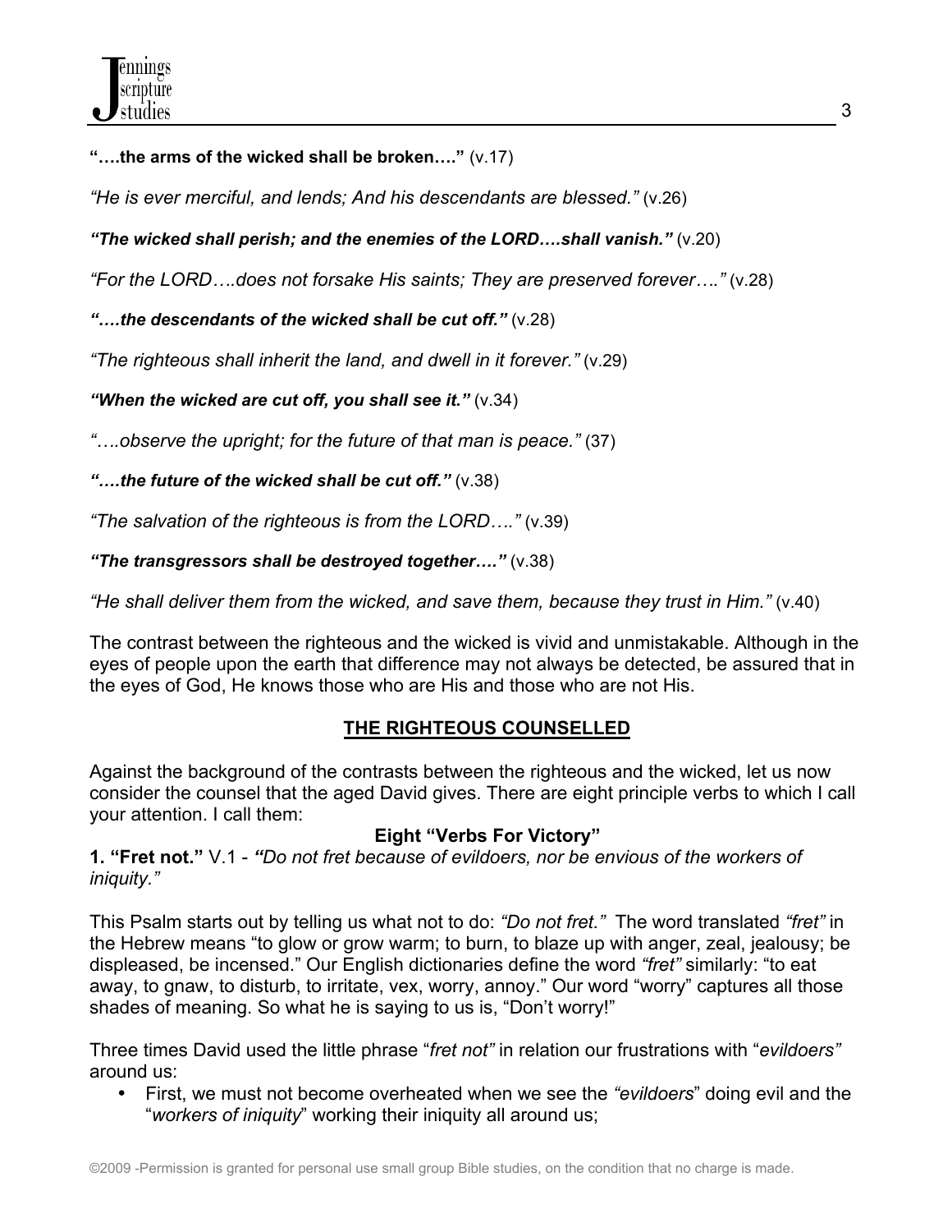**"….the arms of the wicked shall be broken…."** (v.17)

*"He is ever merciful, and lends; And his descendants are blessed."* (v.26)

***"The wicked shall perish; and the enemies of the LORD….shall vanish."*** (v.20)

*"For the LORD….does not forsake His saints; They are preserved forever…."* (v.28)

***"….the descendants of the wicked shall be cut off."*** (v.28)

*"The righteous shall inherit the land, and dwell in it forever."* (v.29)

***"When the wicked are cut off, you shall see it."*** (v.34)

*"….observe the upright; for the future of that man is peace."* (37)

***"….the future of the wicked shall be cut off."*** (v.38)

*"The salvation of the righteous is from the LORD…."* (v.39)

***"The transgressors shall be destroyed together…."*** (v.38)

*"He shall deliver them from the wicked, and save them, because they trust in Him."* (v.40)

The contrast between the righteous and the wicked is vivid and unmistakable. Although in the eyes of people upon the earth that difference may not always be detected, be assured that in the eyes of God, He knows those who are His and those who are not His.

## THE RIGHTEOUS COUNSELLED

Against the background of the contrasts between the righteous and the wicked, let us now consider the counsel that the aged David gives. There are eight principle verbs to which I call your attention. I call them:

### Eight "Verbs For Victory"

**1. "Fret not."** V.1 - ***"****Do not fret because of evildoers, nor be envious of the workers of iniquity."*

This Psalm starts out by telling us what not to do: *"Do not fret."* The word translated *"fret"* in the Hebrew means "to glow or grow warm; to burn, to blaze up with anger, zeal, jealousy; be displeased, be incensed." Our English dictionaries define the word *"fret"* similarly: "to eat away, to gnaw, to disturb, to irritate, vex, worry, annoy." Our word "worry" captures all those shades of meaning. So what he is saying to us is, "Don't worry!"

Three times David used the little phrase "*fret not"* in relation our frustrations with "*evildoers"* around us:

- First, we must not become overheated when we see the *"evildoers*" doing evil and the "*workers of iniquity*" working their iniquity all around us;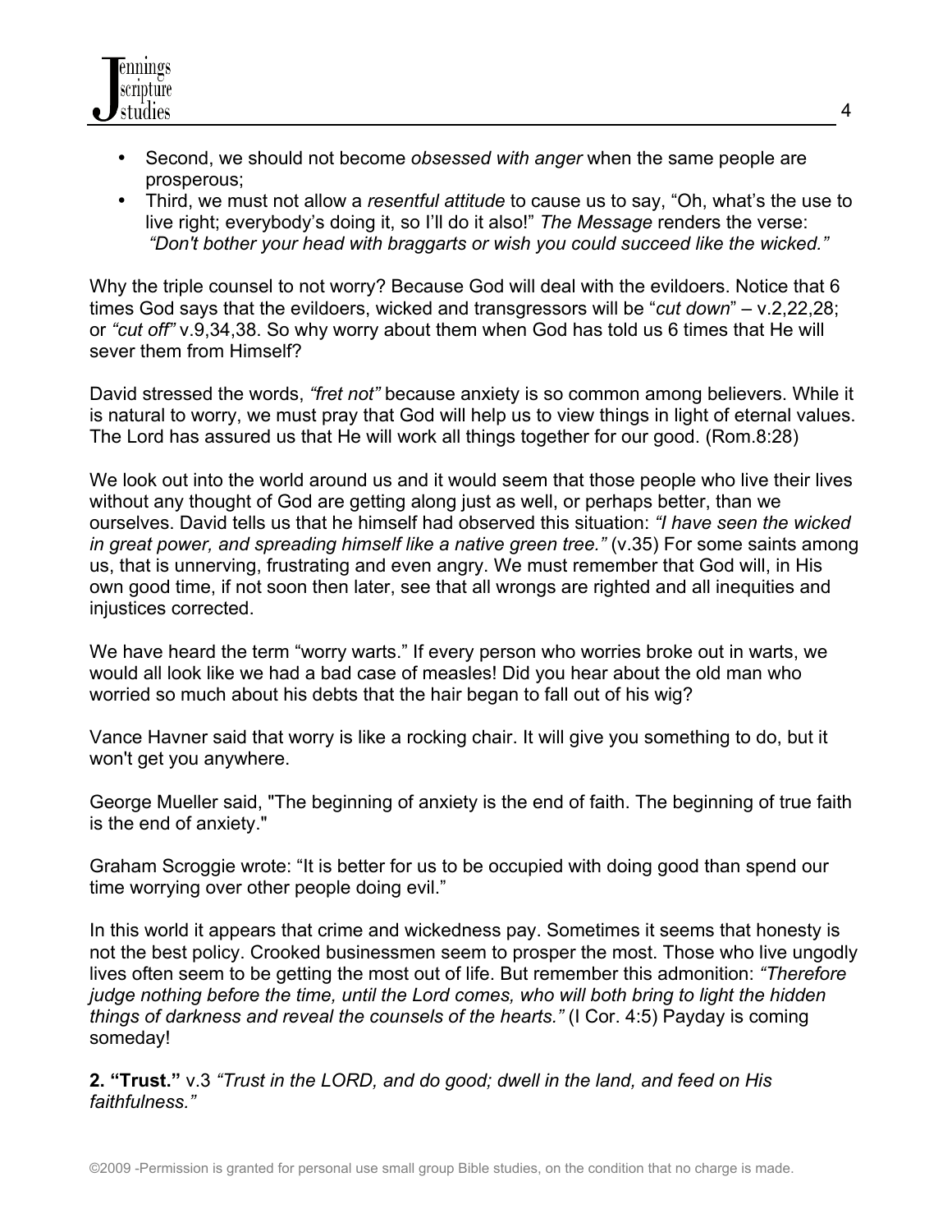- Second, we should not become *obsessed with anger* when the same people are prosperous;
- Third, we must not allow a *resentful attitude* to cause us to say, "Oh, what's the use to live right; everybody's doing it, so I'll do it also!" *The Message* renders the verse: *"Don't bother your head with braggarts or wish you could succeed like the wicked."*

Why the triple counsel to not worry? Because God will deal with the evildoers. Notice that 6 times God says that the evildoers, wicked and transgressors will be "*cut down*" – v.2,22,28; or *"cut off"* v.9,34,38. So why worry about them when God has told us 6 times that He will sever them from Himself?

David stressed the words, *"fret not"* because anxiety is so common among believers. While it is natural to worry, we must pray that God will help us to view things in light of eternal values. The Lord has assured us that He will work all things together for our good. (Rom.8:28)

We look out into the world around us and it would seem that those people who live their lives without any thought of God are getting along just as well, or perhaps better, than we ourselves. David tells us that he himself had observed this situation: *"I have seen the wicked in great power, and spreading himself like a native green tree."* (v.35) For some saints among us, that is unnerving, frustrating and even angry. We must remember that God will, in His own good time, if not soon then later, see that all wrongs are righted and all inequities and injustices corrected.

We have heard the term "worry warts." If every person who worries broke out in warts, we would all look like we had a bad case of measles! Did you hear about the old man who worried so much about his debts that the hair began to fall out of his wig?

Vance Havner said that worry is like a rocking chair. It will give you something to do, but it won't get you anywhere.

George Mueller said, "The beginning of anxiety is the end of faith. The beginning of true faith is the end of anxiety."

Graham Scroggie wrote: "It is better for us to be occupied with doing good than spend our time worrying over other people doing evil."

In this world it appears that crime and wickedness pay. Sometimes it seems that honesty is not the best policy. Crooked businessmen seem to prosper the most. Those who live ungodly lives often seem to be getting the most out of life. But remember this admonition: *"Therefore judge nothing before the time, until the Lord comes, who will both bring to light the hidden things of darkness and reveal the counsels of the hearts."* (I Cor. 4:5) Payday is coming someday!

**2. "Trust."** v.3 *"Trust in the LORD, and do good; dwell in the land, and feed on His faithfulness."*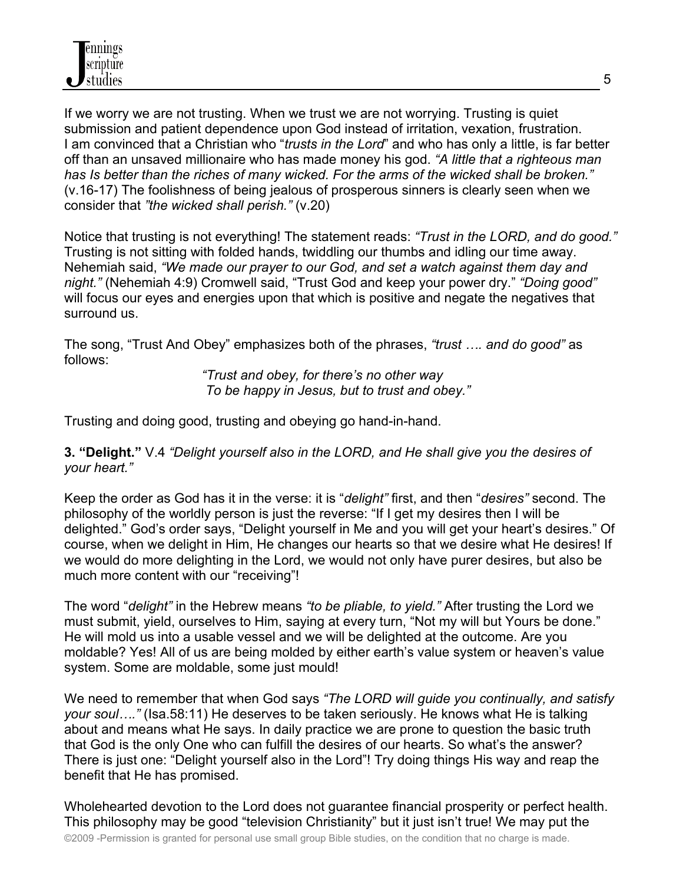If we worry we are not trusting. When we trust we are not worrying. Trusting is quiet submission and patient dependence upon God instead of irritation, vexation, frustration. I am convinced that a Christian who "*trusts in the Lord*" and who has only a little, is far better off than an unsaved millionaire who has made money his god. *"A little that a righteous man has Is better than the riches of many wicked. For the arms of the wicked shall be broken."* (v.16-17) The foolishness of being jealous of prosperous sinners is clearly seen when we consider that *"the wicked shall perish."* (v.20)

Notice that trusting is not everything! The statement reads: *"Trust in the LORD, and do good."* Trusting is not sitting with folded hands, twiddling our thumbs and idling our time away. Nehemiah said, *"We made our prayer to our God, and set a watch against them day and night."* (Nehemiah 4:9) Cromwell said, "Trust God and keep your power dry." *"Doing good"* will focus our eyes and energies upon that which is positive and negate the negatives that surround us.

The song, "Trust And Obey" emphasizes both of the phrases, *"trust …. and do good"* as follows:

> *"Trust and obey, for there's no other way*
> *To be happy in Jesus, but to trust and obey."*

Trusting and doing good, trusting and obeying go hand-in-hand.

**3. "Delight."** V.4 *"Delight yourself also in the LORD, and He shall give you the desires of your heart."*

Keep the order as God has it in the verse: it is "*delight"* first, and then "*desires"* second. The philosophy of the worldly person is just the reverse: "If I get my desires then I will be delighted." God's order says, "Delight yourself in Me and you will get your heart's desires." Of course, when we delight in Him, He changes our hearts so that we desire what He desires! If we would do more delighting in the Lord, we would not only have purer desires, but also be much more content with our "receiving"!

The word "*delight"* in the Hebrew means *"to be pliable, to yield."* After trusting the Lord we must submit, yield, ourselves to Him, saying at every turn, "Not my will but Yours be done." He will mold us into a usable vessel and we will be delighted at the outcome. Are you moldable? Yes! All of us are being molded by either earth's value system or heaven's value system. Some are moldable, some just mould!

We need to remember that when God says *"The LORD will guide you continually, and satisfy your soul…."* (Isa.58:11) He deserves to be taken seriously. He knows what He is talking about and means what He says. In daily practice we are prone to question the basic truth that God is the only One who can fulfill the desires of our hearts. So what's the answer? There is just one: "Delight yourself also in the Lord"! Try doing things His way and reap the benefit that He has promised.

Wholehearted devotion to the Lord does not guarantee financial prosperity or perfect health. This philosophy may be good "television Christianity" but it just isn't true! We may put the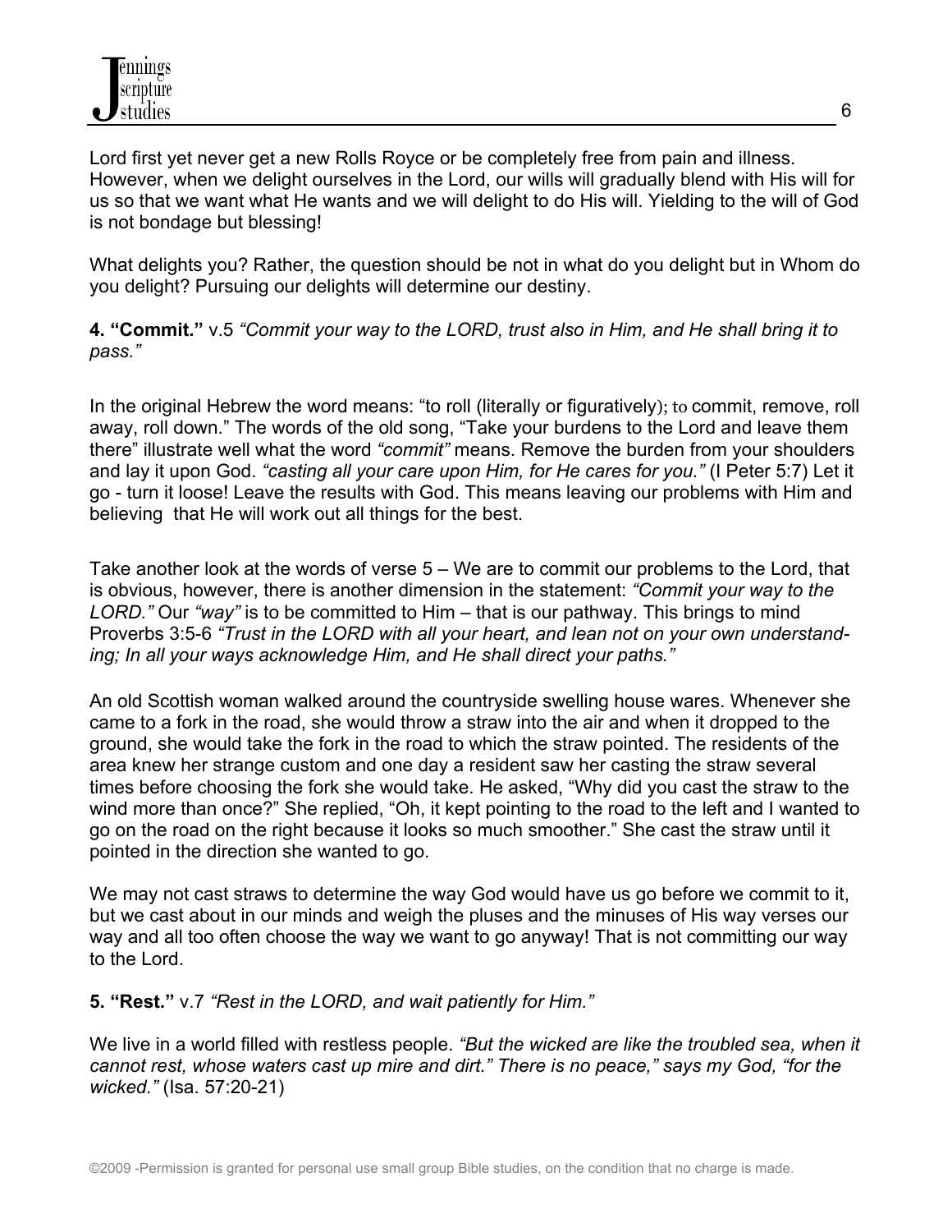Lord first yet never get a new Rolls Royce or be completely free from pain and illness. However, when we delight ourselves in the Lord, our wills will gradually blend with His will for us so that we want what He wants and we will delight to do His will. Yielding to the will of God is not bondage but blessing!

What delights you? Rather, the question should be not in what do you delight but in Whom do you delight? Pursuing our delights will determine our destiny.

**4. "Commit."** v.5 *"Commit your way to the LORD, trust also in Him, and He shall bring it to pass."*

In the original Hebrew the word means: "to roll (literally or figuratively); to commit, remove, roll away, roll down." The words of the old song, "Take your burdens to the Lord and leave them there" illustrate well what the word *"commit"* means. Remove the burden from your shoulders and lay it upon God. *"casting all your care upon Him, for He cares for you."* (I Peter 5:7) Let it go - turn it loose! Leave the results with God. This means leaving our problems with Him and believing that He will work out all things for the best.

Take another look at the words of verse 5 – We are to commit our problems to the Lord, that is obvious, however, there is another dimension in the statement: *"Commit your way to the LORD."* Our *"way"* is to be committed to Him – that is our pathway. This brings to mind Proverbs 3:5-6 *"Trust in the LORD with all your heart, and lean not on your own understanding; In all your ways acknowledge Him, and He shall direct your paths."*

An old Scottish woman walked around the countryside swelling house wares. Whenever she came to a fork in the road, she would throw a straw into the air and when it dropped to the ground, she would take the fork in the road to which the straw pointed. The residents of the area knew her strange custom and one day a resident saw her casting the straw several times before choosing the fork she would take. He asked, "Why did you cast the straw to the wind more than once?" She replied, "Oh, it kept pointing to the road to the left and I wanted to go on the road on the right because it looks so much smoother." She cast the straw until it pointed in the direction she wanted to go.

We may not cast straws to determine the way God would have us go before we commit to it, but we cast about in our minds and weigh the pluses and the minuses of His way verses our way and all too often choose the way we want to go anyway! That is not committing our way to the Lord.

**5. "Rest."** v.7 *"Rest in the LORD, and wait patiently for Him."*

We live in a world filled with restless people. *"But the wicked are like the troubled sea, when it cannot rest, whose waters cast up mire and dirt." There is no peace," says my God, "for the wicked."* (Isa. 57:20-21)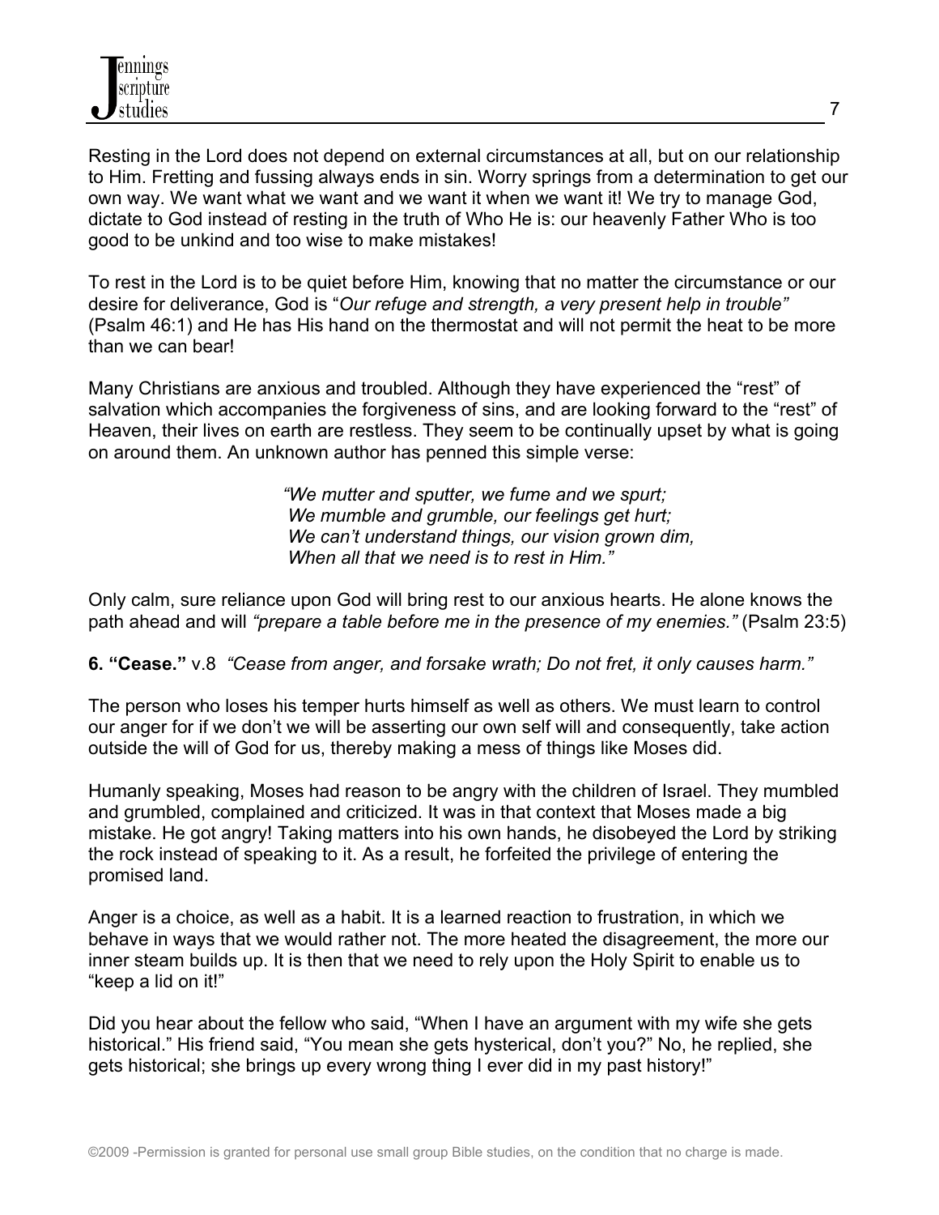Resting in the Lord does not depend on external circumstances at all, but on our relationship to Him. Fretting and fussing always ends in sin. Worry springs from a determination to get our own way. We want what we want and we want it when we want it! We try to manage God, dictate to God instead of resting in the truth of Who He is: our heavenly Father Who is too good to be unkind and too wise to make mistakes!

To rest in the Lord is to be quiet before Him, knowing that no matter the circumstance or our desire for deliverance, God is "*Our refuge and strength, a very present help in trouble"* (Psalm 46:1) and He has His hand on the thermostat and will not permit the heat to be more than we can bear!

Many Christians are anxious and troubled. Although they have experienced the "rest" of salvation which accompanies the forgiveness of sins, and are looking forward to the "rest" of Heaven, their lives on earth are restless. They seem to be continually upset by what is going on around them. An unknown author has penned this simple verse:

> *"We mutter and sputter, we fume and we spurt;*
> *We mumble and grumble, our feelings get hurt;*
> *We can't understand things, our vision grown dim,*
> *When all that we need is to rest in Him."*

Only calm, sure reliance upon God will bring rest to our anxious hearts. He alone knows the path ahead and will *"prepare a table before me in the presence of my enemies."* (Psalm 23:5)

**6. "Cease."** v.8 *"Cease from anger, and forsake wrath; Do not fret, it only causes harm."*

The person who loses his temper hurts himself as well as others. We must learn to control our anger for if we don't we will be asserting our own self will and consequently, take action outside the will of God for us, thereby making a mess of things like Moses did.

Humanly speaking, Moses had reason to be angry with the children of Israel. They mumbled and grumbled, complained and criticized. It was in that context that Moses made a big mistake. He got angry! Taking matters into his own hands, he disobeyed the Lord by striking the rock instead of speaking to it. As a result, he forfeited the privilege of entering the promised land.

Anger is a choice, as well as a habit. It is a learned reaction to frustration, in which we behave in ways that we would rather not. The more heated the disagreement, the more our inner steam builds up. It is then that we need to rely upon the Holy Spirit to enable us to "keep a lid on it!"

Did you hear about the fellow who said, "When I have an argument with my wife she gets historical." His friend said, "You mean she gets hysterical, don't you?" No, he replied, she gets historical; she brings up every wrong thing I ever did in my past history!"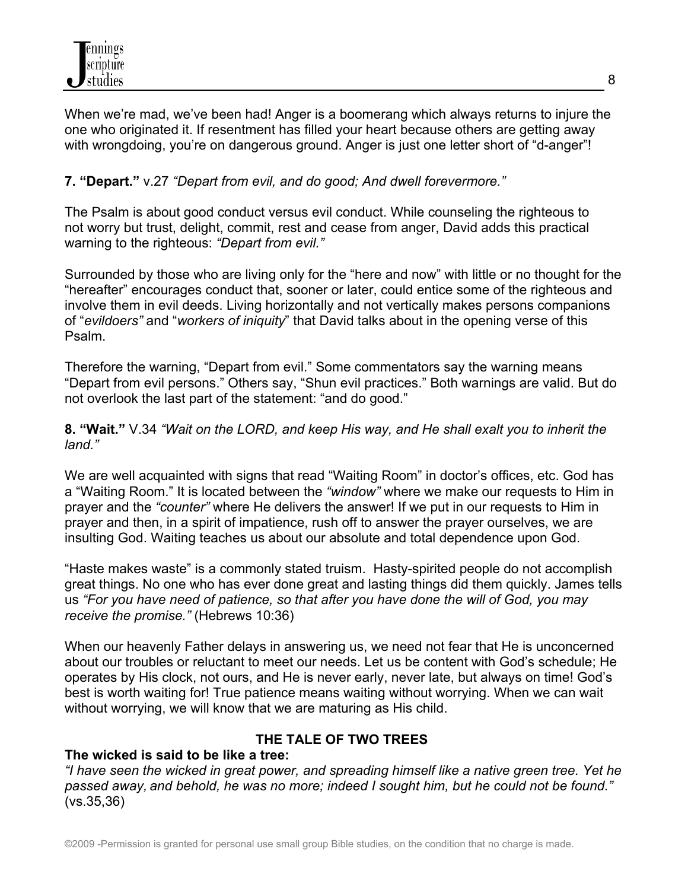When we're mad, we've been had! Anger is a boomerang which always returns to injure the one who originated it. If resentment has filled your heart because others are getting away with wrongdoing, you're on dangerous ground. Anger is just one letter short of "d-anger"!

**7. "Depart."** v.27 *"Depart from evil, and do good; And dwell forevermore."*

The Psalm is about good conduct versus evil conduct. While counseling the righteous to not worry but trust, delight, commit, rest and cease from anger, David adds this practical warning to the righteous: *"Depart from evil."*

Surrounded by those who are living only for the "here and now" with little or no thought for the "hereafter" encourages conduct that, sooner or later, could entice some of the righteous and involve them in evil deeds. Living horizontally and not vertically makes persons companions of "*evildoers"* and "*workers of iniquity*" that David talks about in the opening verse of this Psalm.

Therefore the warning, "Depart from evil." Some commentators say the warning means "Depart from evil persons." Others say, "Shun evil practices." Both warnings are valid. But do not overlook the last part of the statement: "and do good."

**8. "Wait."** V.34 *"Wait on the LORD, and keep His way, and He shall exalt you to inherit the land."*

We are well acquainted with signs that read "Waiting Room" in doctor's offices, etc. God has a "Waiting Room." It is located between the *"window"* where we make our requests to Him in prayer and the *"counter"* where He delivers the answer! If we put in our requests to Him in prayer and then, in a spirit of impatience, rush off to answer the prayer ourselves, we are insulting God. Waiting teaches us about our absolute and total dependence upon God.

"Haste makes waste" is a commonly stated truism. Hasty-spirited people do not accomplish great things. No one who has ever done great and lasting things did them quickly. James tells us *"For you have need of patience, so that after you have done the will of God, you may receive the promise."* (Hebrews 10:36)

When our heavenly Father delays in answering us, we need not fear that He is unconcerned about our troubles or reluctant to meet our needs. Let us be content with God's schedule; He operates by His clock, not ours, and He is never early, never late, but always on time! God's best is worth waiting for! True patience means waiting without worrying. When we can wait without worrying, we will know that we are maturing as His child.

## THE TALE OF TWO TREES

**The wicked is said to be like a tree:**
*"I have seen the wicked in great power, and spreading himself like a native green tree. Yet he passed away, and behold, he was no more; indeed I sought him, but he could not be found."* (vs.35,36)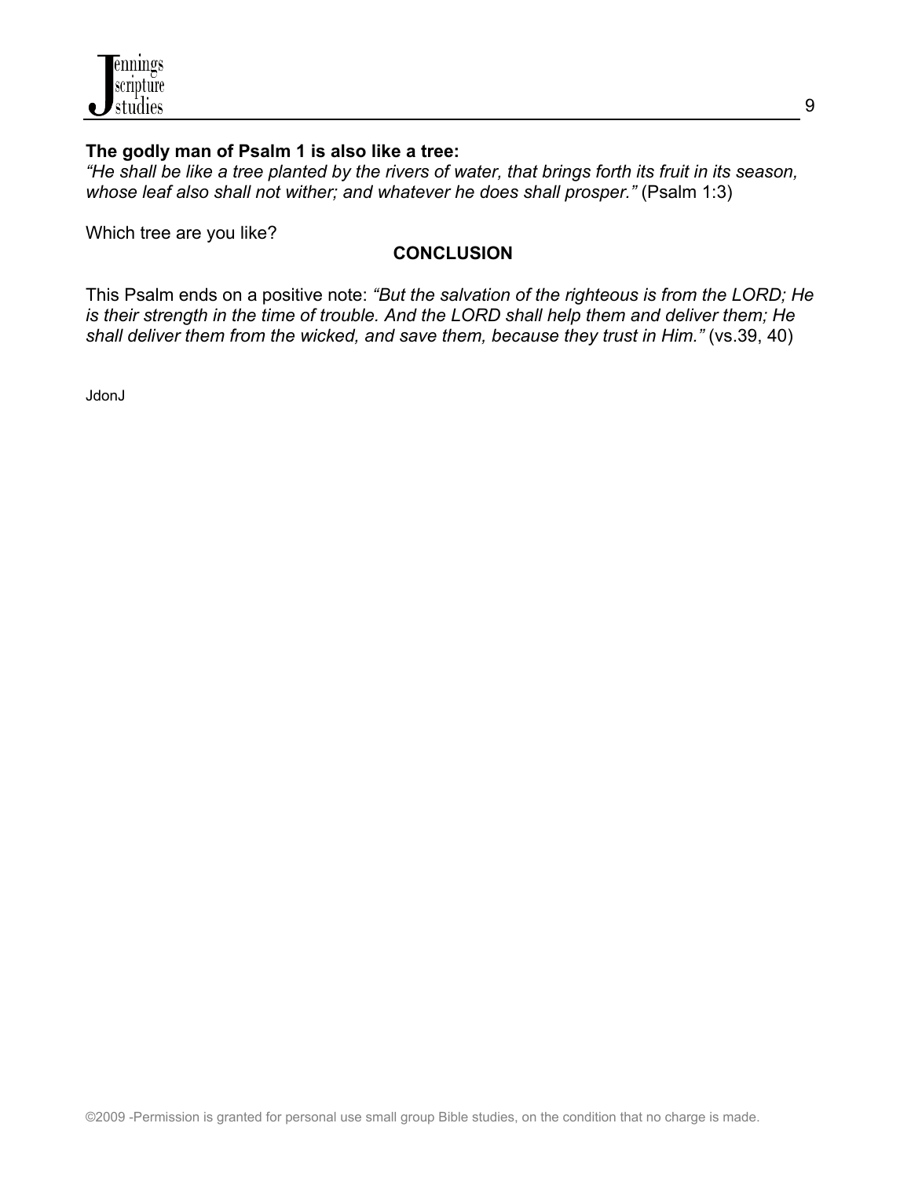**The godly man of Psalm 1 is also like a tree:**
*"He shall be like a tree planted by the rivers of water, that brings forth its fruit in its season, whose leaf also shall not wither; and whatever he does shall prosper."* (Psalm 1:3)

Which tree are you like?

## CONCLUSION

This Psalm ends on a positive note: *"But the salvation of the righteous is from the LORD; He is their strength in the time of trouble. And the LORD shall help them and deliver them; He shall deliver them from the wicked, and save them, because they trust in Him."* (vs.39, 40)

JdonJ